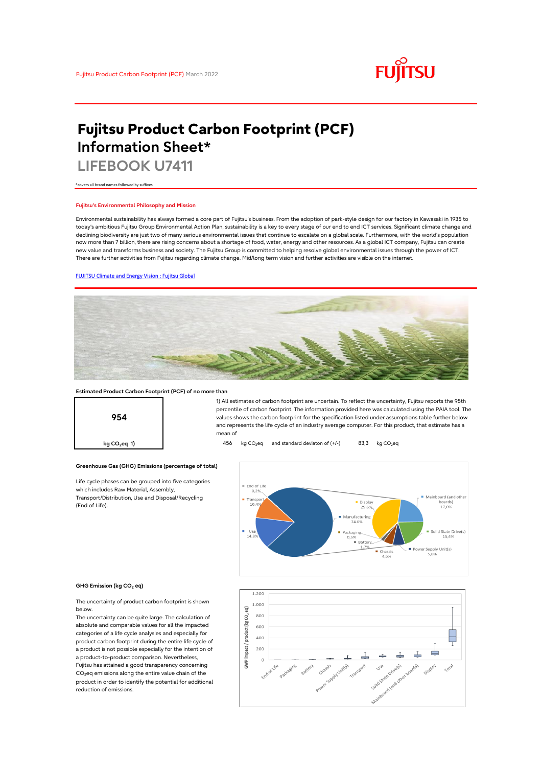Fujitsu Product Carbon Footprint (PCF) March 2022

# Fujitsu Product Carbon Footprint (PCF) Information Sheet*

## LIFEBOOK U7411

*covers all brand names followed by suffixes

### Fujitsu's Environmental Philosophy and Mission

Environmental sustainability has always formed a core part of Fujitsu's business. From the adoption of park-style design for our factory in Kawasaki in 1935 to today's ambitious Fujitsu Group Environmental Action Plan, sustainability is a key to every stage of our end to end ICT services. Significant climate change and declining biodiversity are just two of many serious environmental issues that continue to escalate on a global scale. Furthermore, with the world's population now more than 7 billion, there are rising concerns about a shortage of food, water, energy and other resources. As a global ICT company, Fujitsu can create new value and transforms business and society. The Fujitsu Group is committed to helping resolve global environmental issues through the power of ICT. There are further activities from Fujitsu regarding climate change. Mid/long term vision and further activities are visible on the internet.

[FUJITSU Climate and Energy Vision : Fujitsu Global]

**Estimated Product Carbon Footprint (PCF) of no more than**

**954**

**kg $CO_2$eq 1)**

1) All estimates of carbon footprint are uncertain. To reflect the uncertainty, Fujitsu reports the 95th percentile of carbon footprint. The information provided here was calculated using the PAIA tool. The values shows the carbon footprint for the specification listed under assumptions table further below and represents the life cycle of an industry average computer. For this product, that estimate has a mean of

456 kg $CO_2$eq and standard deviaton of (+/-) 83,3 kg $CO_2$eq

**Greenhouse Gas (GHG) Emissions (percentage of total)**

Life cycle phases can be grouped into five categories which includes Raw Material, Assembly, Transport/Distribution, Use and Disposal/Recycling (End of Life).

End of Life 0,2%; Transport 10,4%; Use 14,8%; Manufacturing 74,6%

Manufacturing breakdown: Display 29,6%; Mainboard (and other boards) 17,0%; Solid State Drive(s) 15,4%; Power Supply Unit(s) 5,8%; Chassis 4,6%; Battery 1,7%; Packaging 0,5%

**GHG Emission (kg $CO_2$ eq)**

The uncertainty of product carbon footprint is shown below.

The uncertainty can be quite large. The calculation of absolute and comparable values for all the impacted categories of a life cycle analysies and especially for product carbon footprint during the entire life cycle of a product is not possible especially for the intention of a product-to-product comparison. Nevertheless, Fujitsu has attained a good transparency concerning $CO_2$eq emissions along the entire value chain of the product in order to identify the potential for additional reduction of emissions.

GWP impact / product (kg $CO_2$ eq) — categories: End of Life, Packaging, Battery, Chassis, Power Supply Unit(s), Transport, Use, Solid State Drive(s), Mainboard (and other boards), Display, Total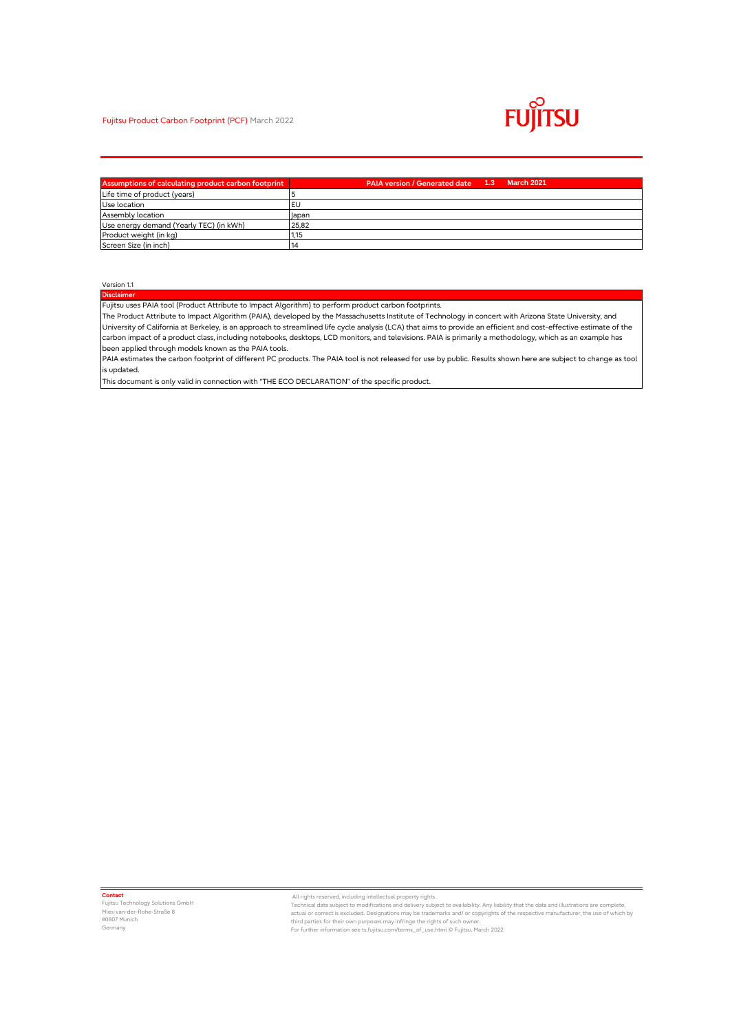Fujitsu Product Carbon Footprint (PCF) March 2022

FUJITSU

| Assumptions of calculating product carbon footprint | PAIA version / Generated date 1.3 March 2021 |
|---|---|
| Life time of product (years) | 5 |
| Use location | EU |
| Assembly location | Japan |
| Use energy demand (Yearly TEC) (in kWh) | 25,82 |
| Product weight (in kg) | 1,15 |
| Screen Size (in inch) | 14 |

Version 1.1

**Disclaimer**

Fujitsu uses PAIA tool (Product Attribute to Impact Algorithm) to perform product carbon footprints.

The Product Attribute to Impact Algorithm (PAIA), developed by the Massachusetts Institute of Technology in concert with Arizona State University, and University of California at Berkeley, is an approach to streamlined life cycle analysis (LCA) that aims to provide an efficient and cost-effective estimate of the carbon impact of a product class, including notebooks, desktops, LCD monitors, and televisions. PAIA is primarily a methodology, which as an example has been applied through models known as the PAIA tools.

PAIA estimates the carbon footprint of different PC products. The PAIA tool is not released for use by public. Results shown here are subject to change as tool is updated.

This document is only valid in connection with "THE ECO DECLARATION" of the specific product.

**Contact**
Fujitsu Technology Solutions GmbH
Mies-van-der-Rohe-Straße 8
80807 Munich
Germany

All rights reserved, including intellectual property rights.
Technical data subject to modifications and delivery subject to availability. Any liability that the data and illustrations are complete, actual or correct is excluded. Designations may be trademarks and/ or copyrights of the respective manufacturer, the use of which by third parties for their own purposes may infringe the rights of such owner.
For further information see ts.fujitsu.com/terms_of_use.html © Fujitsu, March 2022